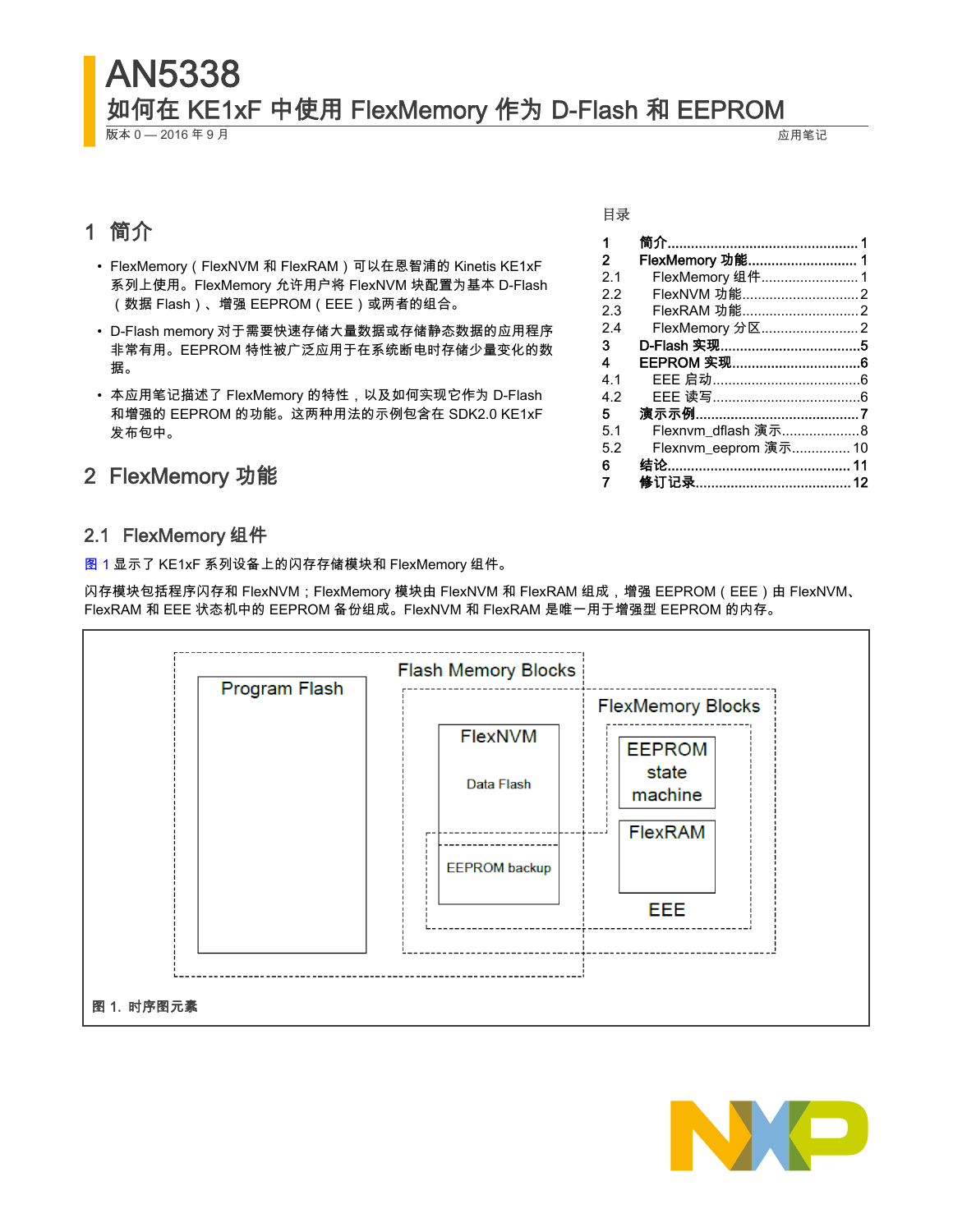# AN5338

## 如何在 KE1xF 中使用 FlexMemory 作为 D-Flash 和 EEPROM

版本 0 — 2016 年 9 月

应用笔记

目录

| | | |
|---|---|---|
| 1 | **简介** | 1 |
| 2 | **FlexMemory 功能** | 1 |
| 2.1 | FlexMemory 组件 | 1 |
| 2.2 | FlexNVM 功能 | 2 |
| 2.3 | FlexRAM 功能 | 2 |
| 2.4 | FlexMemory 分区 | 2 |
| 3 | **D-Flash 实现** | 5 |
| 4 | **EEPROM 实现** | 6 |
| 4.1 | EEE 启动 | 6 |
| 4.2 | EEE 读写 | 6 |
| 5 | **演示示例** | 7 |
| 5.1 | Flexnvm_dflash 演示 | 8 |
| 5.2 | Flexnvm_eeprom 演示 | 10 |
| 6 | **结论** | 11 |
| 7 | **修订记录** | 12 |

## 1 简介

- FlexMemory（FlexNVM 和 FlexRAM）可以在恩智浦的 Kinetis KE1xF 系列上使用。FlexMemory 允许用户将 FlexNVM 块配置为基本 D-Flash（数据 Flash）、增强 EEPROM（EEE）或两者的组合。
- D-Flash memory 对于需要快速存储大量数据或存储静态数据的应用程序非常有用。EEPROM 特性被广泛应用于在系统断电时存储少量变化的数据。
- 本应用笔记描述了 FlexMemory 的特性，以及如何实现它作为 D-Flash 和增强的 EEPROM 的功能。这两种用法的示例包含在 SDK2.0 KE1xF 发布包中。

## 2 FlexMemory 功能

### 2.1 FlexMemory 组件

图 1 显示了 KE1xF 系列设备上的闪存存储模块和 FlexMemory 组件。

闪存模块包括程序闪存和 FlexNVM；FlexMemory 模块由 FlexNVM 和 FlexRAM 组成，增强 EEPROM（EEE）由 FlexNVM、FlexRAM 和 EEE 状态机中的 EEPROM 备份组成。FlexNVM 和 FlexRAM 是唯一用于增强型 EEPROM 的内存。

图 1. 时序图元素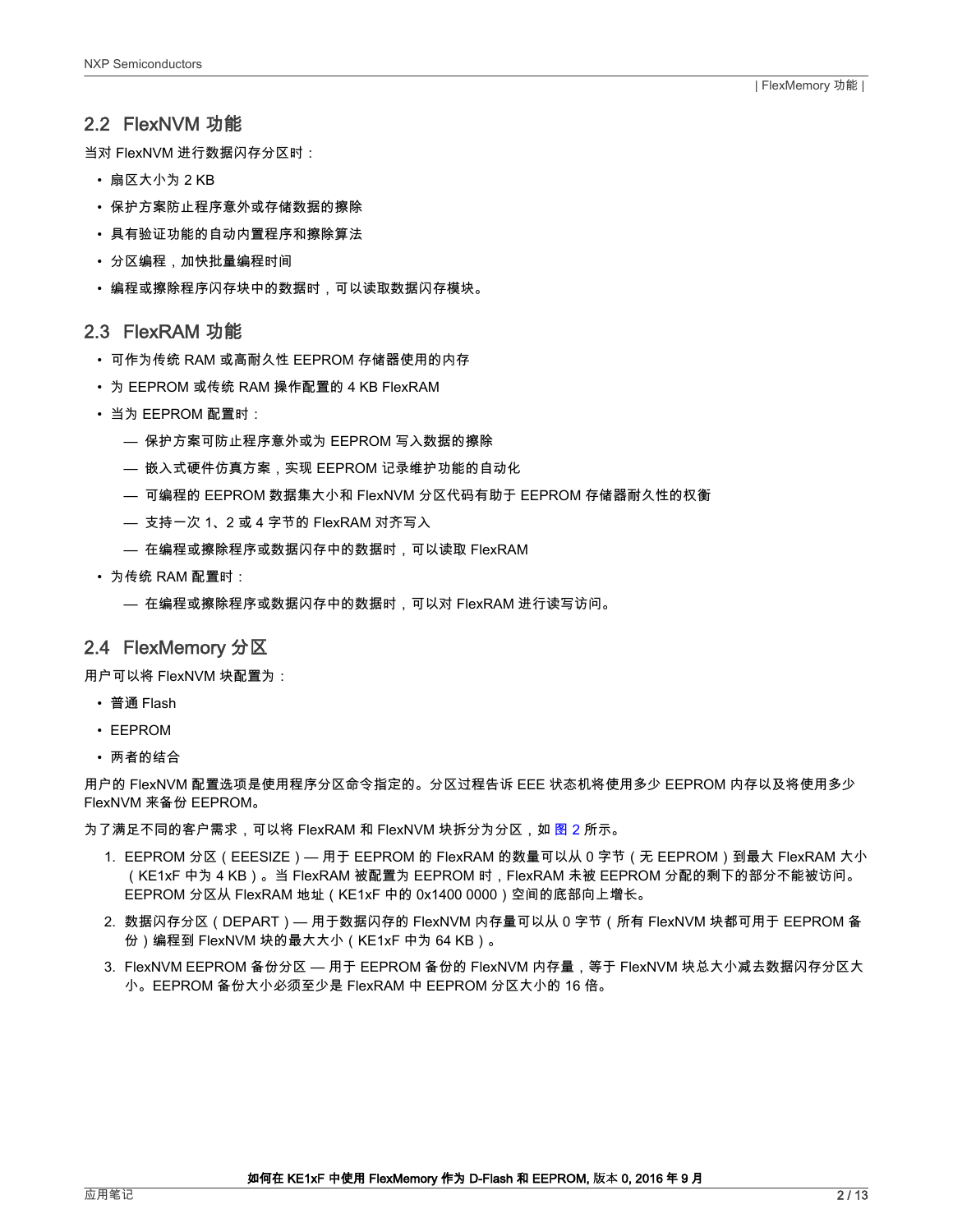## 2.2 FlexNVM 功能

当对 FlexNVM 进行数据闪存分区时：

- 扇区大小为 2 KB
- 保护方案防止程序意外或存储数据的擦除
- 具有验证功能的自动内置程序和擦除算法
- 分区编程，加快批量编程时间
- 编程或擦除程序闪存块中的数据时，可以读取数据闪存模块。

## 2.3 FlexRAM 功能

- 可作为传统 RAM 或高耐久性 EEPROM 存储器使用的内存
- 为 EEPROM 或传统 RAM 操作配置的 4 KB FlexRAM
- 当为 EEPROM 配置时：
  - — 保护方案可防止程序意外或为 EEPROM 写入数据的擦除
  - — 嵌入式硬件仿真方案，实现 EEPROM 记录维护功能的自动化
  - — 可编程的 EEPROM 数据集大小和 FlexNVM 分区代码有助于 EEPROM 存储器耐久性的权衡
  - — 支持一次 1、2 或 4 字节的 FlexRAM 对齐写入
  - — 在编程或擦除程序或数据闪存中的数据时，可以读取 FlexRAM
- 为传统 RAM 配置时：
  - — 在编程或擦除程序或数据闪存中的数据时，可以对 FlexRAM 进行读写访问。

## 2.4 FlexMemory 分区

用户可以将 FlexNVM 块配置为：

- 普通 Flash
- EEPROM
- 两者的结合

用户的 FlexNVM 配置选项是使用程序分区命令指定的。分区过程告诉 EEE 状态机将使用多少 EEPROM 内存以及将使用多少 FlexNVM 来备份 EEPROM。

为了满足不同的客户需求，可以将 FlexRAM 和 FlexNVM 块拆分为分区，如 图 2 所示。

1. EEPROM 分区（EEESIZE）— 用于 EEPROM 的 FlexRAM 的数量可以从 0 字节（无 EEPROM）到最大 FlexRAM 大小（KE1xF 中为 4 KB）。当 FlexRAM 被配置为 EEPROM 时，FlexRAM 未被 EEPROM 分配的剩下的部分不能被访问。EEPROM 分区从 FlexRAM 地址（KE1xF 中的 0x1400 0000）空间的底部向上增长。
2. 数据闪存分区（DEPART）— 用于数据闪存的 FlexNVM 内存量可以从 0 字节（所有 FlexNVM 块都可用于 EEPROM 备份）编程到 FlexNVM 块的最大大小（KE1xF 中为 64 KB）。
3. FlexNVM EEPROM 备份分区 — 用于 EEPROM 备份的 FlexNVM 内存量，等于 FlexNVM 块总大小减去数据闪存分区大小。EEPROM 备份大小必须至少是 FlexRAM 中 EEPROM 分区大小的 16 倍。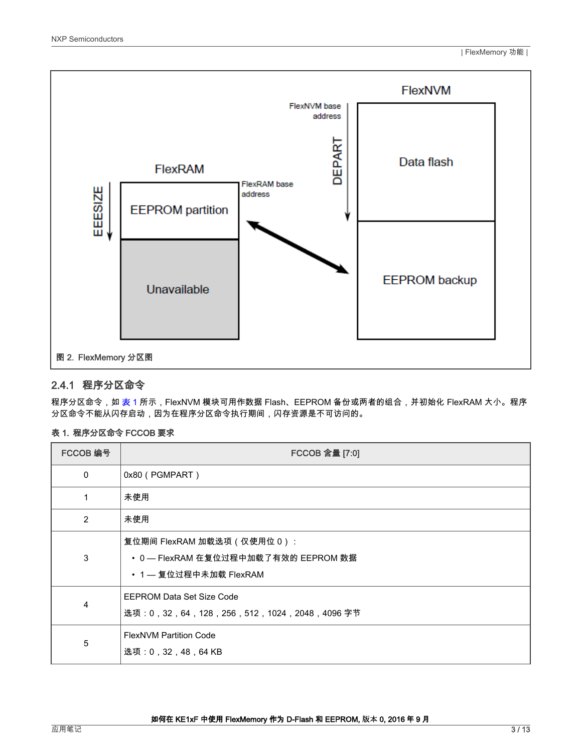FlexNVM

FlexNVM base address

DEPART

Data flash

FlexRAM

EEESIZE

EEPROM partition

FlexRAM base address

Unavailable

EEPROM backup

图 2. FlexMemory 分区图

### 2.4.1 程序分区命令

程序分区命令，如 表 1 所示，FlexNVM 模块可用作数据 Flash、EEPROM 备份或两者的组合，并初始化 FlexRAM 大小。程序分区命令不能从闪存启动，因为在程序分区命令执行期间，闪存资源是不可访问的。

**表 1. 程序分区命令 FCCOB 要求**

| FCCOB 编号 | FCCOB 含量 [7:0] |
|---|---|
| 0 | 0x80（PGMPART） |
| 1 | 未使用 |
| 2 | 未使用 |
| 3 | 复位期间 FlexRAM 加载选项（仅使用位 0）：<br>• 0 — FlexRAM 在复位过程中加载了有效的 EEPROM 数据<br>• 1 — 复位过程中未加载 FlexRAM |
| 4 | EEPROM Data Set Size Code<br>选项：0，32，64，128，256，512，1024，2048，4096 字节 |
| 5 | FlexNVM Partition Code<br>选项：0，32，48，64 KB |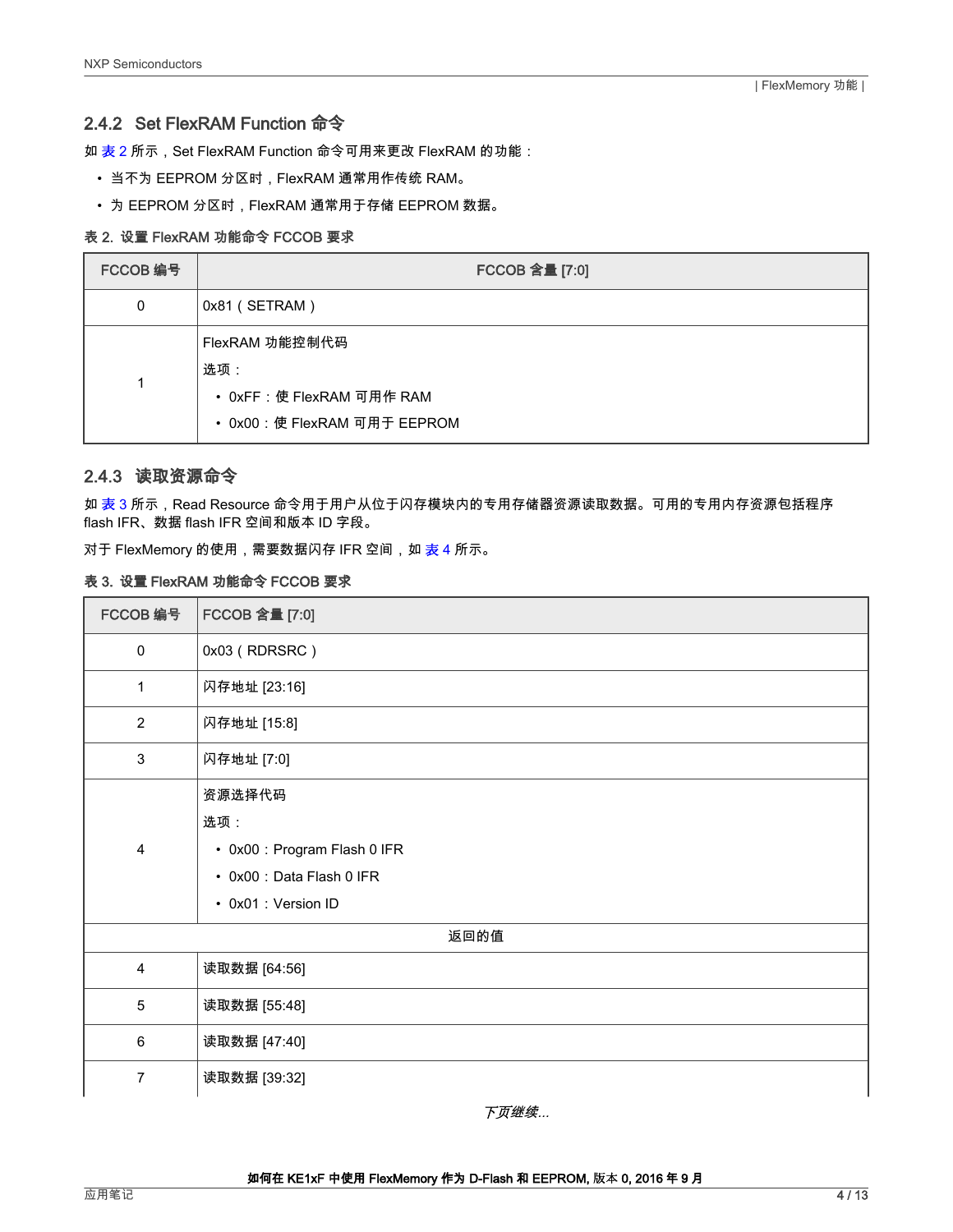### 2.4.2 Set FlexRAM Function 命令

如 表 2 所示，Set FlexRAM Function 命令可用来更改 FlexRAM 的功能：

- 当不为 EEPROM 分区时，FlexRAM 通常用作传统 RAM。
- 为 EEPROM 分区时，FlexRAM 通常用于存储 EEPROM 数据。

**表 2. 设置 FlexRAM 功能命令 FCCOB 要求**

| FCCOB 编号 | FCCOB 含量 [7:0] |
|---|---|
| 0 | 0x81（SETRAM） |
| 1 | FlexRAM 功能控制代码<br>选项：<br>• 0xFF：使 FlexRAM 可用作 RAM<br>• 0x00：使 FlexRAM 可用于 EEPROM |

### 2.4.3 读取资源命令

如 表 3 所示，Read Resource 命令用于用户从位于闪存模块内的专用存储器资源读取数据。可用的专用内存资源包括程序 flash IFR、数据 flash IFR 空间和版本 ID 字段。

对于 FlexMemory 的使用，需要数据闪存 IFR 空间，如 表 4 所示。

**表 3. 设置 FlexRAM 功能命令 FCCOB 要求**

| FCCOB 编号 | FCCOB 含量 [7:0] |
|---|---|
| 0 | 0x03（RDRSRC） |
| 1 | 闪存地址 [23:16] |
| 2 | 闪存地址 [15:8] |
| 3 | 闪存地址 [7:0] |
| 4 | 资源选择代码<br>选项：<br>• 0x00：Program Flash 0 IFR<br>• 0x00：Data Flash 0 IFR<br>• 0x01：Version ID |
| 返回的值 | |
| 4 | 读取数据 [64:56] |
| 5 | 读取数据 [55:48] |
| 6 | 读取数据 [47:40] |
| 7 | 读取数据 [39:32] |

*下页继续...*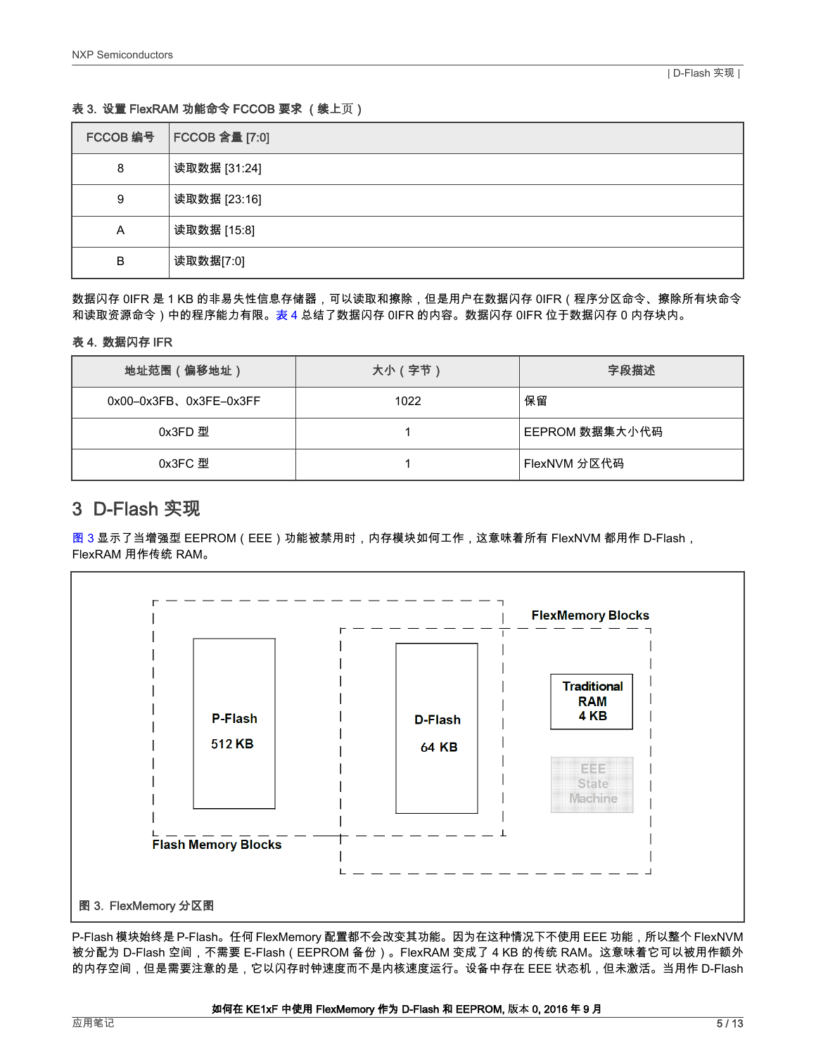表 3. 设置 FlexRAM 功能命令 FCCOB 要求 （续上页）

| FCCOB 编号 | FCCOB 含量 [7:0] |
|---|---|
| 8 | 读取数据 [31:24] |
| 9 | 读取数据 [23:16] |
| A | 读取数据 [15:8] |
| B | 读取数据[7:0] |

数据闪存 0IFR 是 1 KB 的非易失性信息存储器，可以读取和擦除，但是用户在数据闪存 0IFR（程序分区命令、擦除所有块命令和读取资源命令）中的程序能力有限。表 4 总结了数据闪存 0IFR 的内容。数据闪存 0IFR 位于数据闪存 0 内存块内。

表 4. 数据闪存 IFR

| 地址范围（偏移地址） | 大小（字节） | 字段描述 |
|---|---|---|
| 0x00–0x3FB、0x3FE–0x3FF | 1022 | 保留 |
| 0x3FD 型 | 1 | EEPROM 数据集大小代码 |
| 0x3FC 型 | 1 | FlexNVM 分区代码 |

## 3 D-Flash 实现

图 3 显示了当增强型 EEPROM（EEE）功能被禁用时，内存模块如何工作，这意味着所有 FlexNVM 都用作 D-Flash，FlexRAM 用作传统 RAM。

FlexMemory Blocks

P-Flash 512 KB

D-Flash 64 KB

Traditional RAM 4 KB

EEE State Machine

Flash Memory Blocks

图 3. FlexMemory 分区图

P-Flash 模块始终是 P-Flash。任何 FlexMemory 配置都不会改变其功能。因为在这种情况下不使用 EEE 功能，所以整个 FlexNVM 被分配为 D-Flash 空间，不需要 E-Flash（EEPROM 备份）。FlexRAM 变成了 4 KB 的传统 RAM。这意味着它可以被用作额外的内存空间，但是需要注意的是，它以闪存时钟速度而不是内核速度运行。设备中存在 EEE 状态机，但未激活。当用作 D-Flash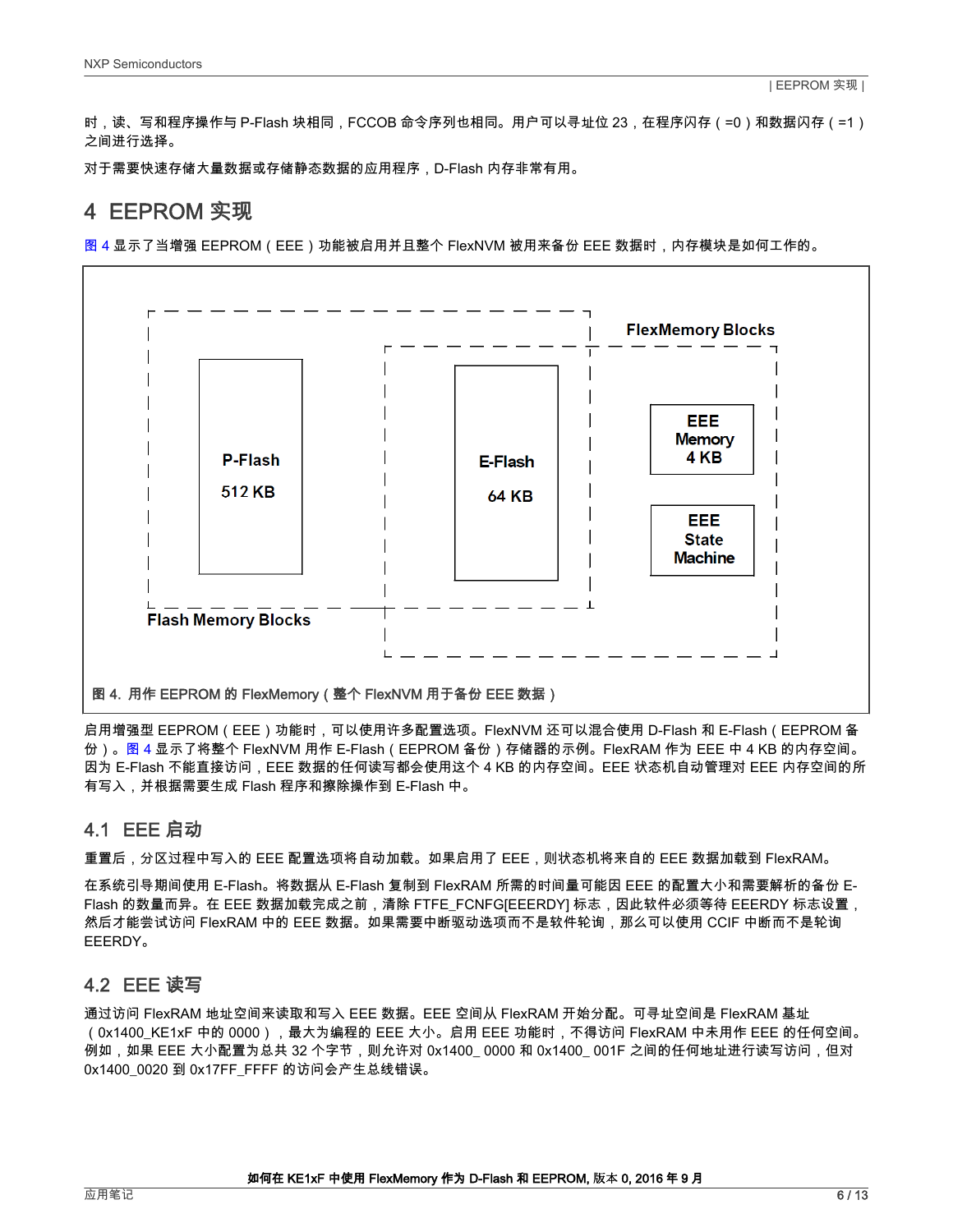时，读、写和程序操作与 P-Flash 块相同，FCCOB 命令序列也相同。用户可以寻址位 23，在程序闪存（=0）和数据闪存（=1）之间进行选择。

对于需要快速存储大量数据或存储静态数据的应用程序，D-Flash 内存非常有用。

# 4 EEPROM 实现

图 4 显示了当增强 EEPROM（EEE）功能被启用并且整个 FlexNVM 被用来备份 EEE 数据时，内存模块是如何工作的。

FlexMemory Blocks

P-Flash 512 KB

E-Flash 64 KB

EEE Memory 4 KB

EEE State Machine

Flash Memory Blocks

图 4. 用作 EEPROM 的 FlexMemory（整个 FlexNVM 用于备份 EEE 数据）

启用增强型 EEPROM（EEE）功能时，可以使用许多配置选项。FlexNVM 还可以混合使用 D-Flash 和 E-Flash（EEPROM 备份）。图 4 显示了将整个 FlexNVM 用作 E-Flash（EEPROM 备份）存储器的示例。FlexRAM 作为 EEE 中 4 KB 的内存空间。因为 E-Flash 不能直接访问，EEE 数据的任何读写都会使用这个 4 KB 的内存空间。EEE 状态机自动管理对 EEE 内存空间的所有写入，并根据需要生成 Flash 程序和擦除操作到 E-Flash 中。

## 4.1 EEE 启动

重置后，分区过程中写入的 EEE 配置选项将自动加载。如果启用了 EEE，则状态机将来自的 EEE 数据加载到 FlexRAM。

在系统引导期间使用 E-Flash。将数据从 E-Flash 复制到 FlexRAM 所需的时间量可能因 EEE 的配置大小和需要解析的备份 E-Flash 的数量而异。在 EEE 数据加载完成之前，清除 FTFE_FCNFG[EEERDY] 标志，因此软件必须等待 EEERDY 标志设置，然后才能尝试访问 FlexRAM 中的 EEE 数据。如果需要中断驱动选项而不是软件轮询，那么可以使用 CCIF 中断而不是轮询 EEERDY。

## 4.2 EEE 读写

通过访问 FlexRAM 地址空间来读取和写入 EEE 数据。EEE 空间从 FlexRAM 开始分配。可寻址空间是 FlexRAM 基址（0x1400_KE1xF 中的 0000），最大为编程的 EEE 大小。启用 EEE 功能时，不得访问 FlexRAM 中未用作 EEE 的任何空间。例如，如果 EEE 大小配置为总共 32 个字节，则允许对 0x1400_ 0000 和 0x1400_ 001F 之间的任何地址进行读写访问，但对 0x1400_0020 到 0x17FF_FFFF 的访问会产生总线错误。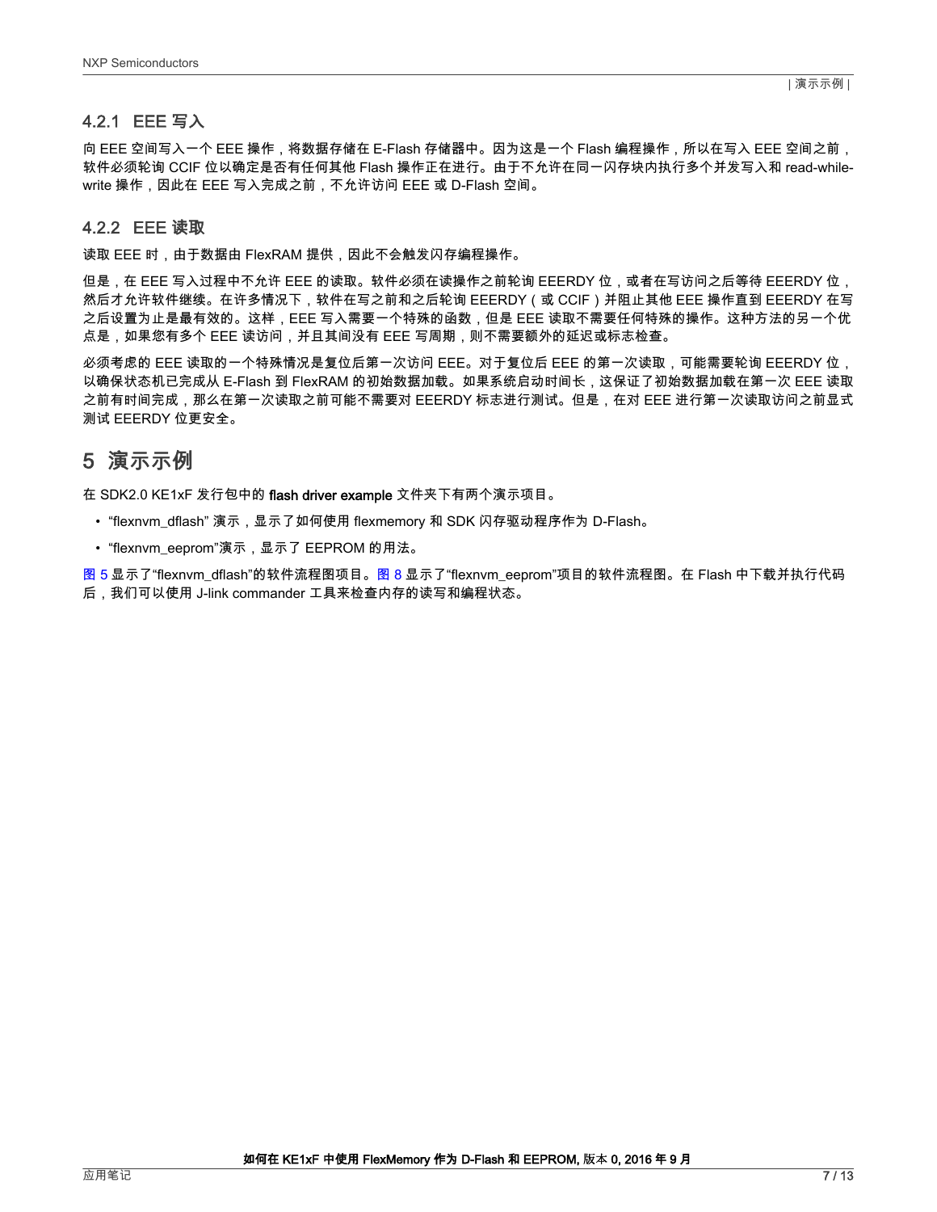### 4.2.1 EEE 写入

向 EEE 空间写入一个 EEE 操作，将数据存储在 E-Flash 存储器中。因为这是一个 Flash 编程操作，所以在写入 EEE 空间之前，软件必须轮询 CCIF 位以确定是否有任何其他 Flash 操作正在进行。由于不允许在同一闪存块内执行多个并发写入和 read-while-write 操作，因此在 EEE 写入完成之前，不允许访问 EEE 或 D-Flash 空间。

### 4.2.2 EEE 读取

读取 EEE 时，由于数据由 FlexRAM 提供，因此不会触发闪存编程操作。

但是，在 EEE 写入过程中不允许 EEE 的读取。软件必须在读操作之前轮询 EEERDY 位，或者在写访问之后等待 EEERDY 位，然后才允许软件继续。在许多情况下，软件在写之前和之后轮询 EEERDY（或 CCIF）并阻止其他 EEE 操作直到 EEERDY 在写之后设置为止是最有效的。这样，EEE 写入需要一个特殊的函数，但是 EEE 读取不需要任何特殊的操作。这种方法的另一个优点是，如果您有多个 EEE 读访问，并且其间没有 EEE 写周期，则不需要额外的延迟或标志检查。

必须考虑的 EEE 读取的一个特殊情况是复位后第一次访问 EEE。对于复位后 EEE 的第一次读取，可能需要轮询 EEERDY 位，以确保状态机已完成从 E-Flash 到 FlexRAM 的初始数据加载。如果系统启动时间长，这保证了初始数据加载在第一次 EEE 读取之前有时间完成，那么在第一次读取之前可能不需要对 EEERDY 标志进行测试。但是，在对 EEE 进行第一次读取访问之前显式测试 EEERDY 位更安全。

## 5 演示示例

在 SDK2.0 KE1xF 发行包中的 **flash driver example** 文件夹下有两个演示项目。

- "flexnvm_dflash" 演示，显示了如何使用 flexmemory 和 SDK 闪存驱动程序作为 D-Flash。
- "flexnvm_eeprom"演示，显示了 EEPROM 的用法。

图 5 显示了"flexnvm_dflash"的软件流程图项目。图 8 显示了"flexnvm_eeprom"项目的软件流程图。在 Flash 中下载并执行代码后，我们可以使用 J-link commander 工具来检查内存的读写和编程状态。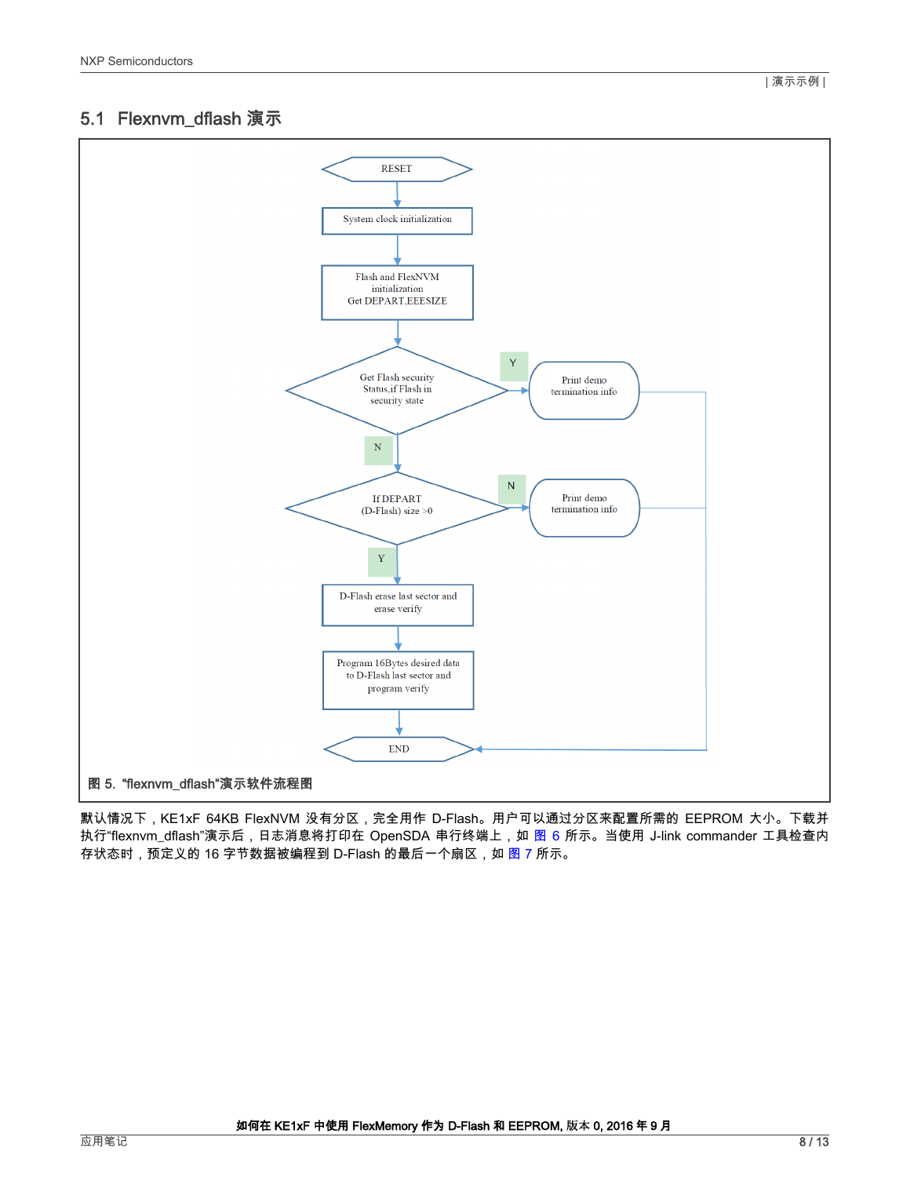## 5.1 Flexnvm_dflash 演示

图 5. “flexnvm_dflash”演示软件流程图

默认情况下，KE1xF 64KB FlexNVM 没有分区，完全用作 D-Flash。用户可以通过分区来配置所需的 EEPROM 大小。下载并执行“flexnvm_dflash”演示后，日志消息将打印在 OpenSDA 串行终端上，如 图 6 所示。当使用 J-link commander 工具检查内存状态时，预定义的 16 字节数据被编程到 D-Flash 的最后一个扇区，如 图 7 所示。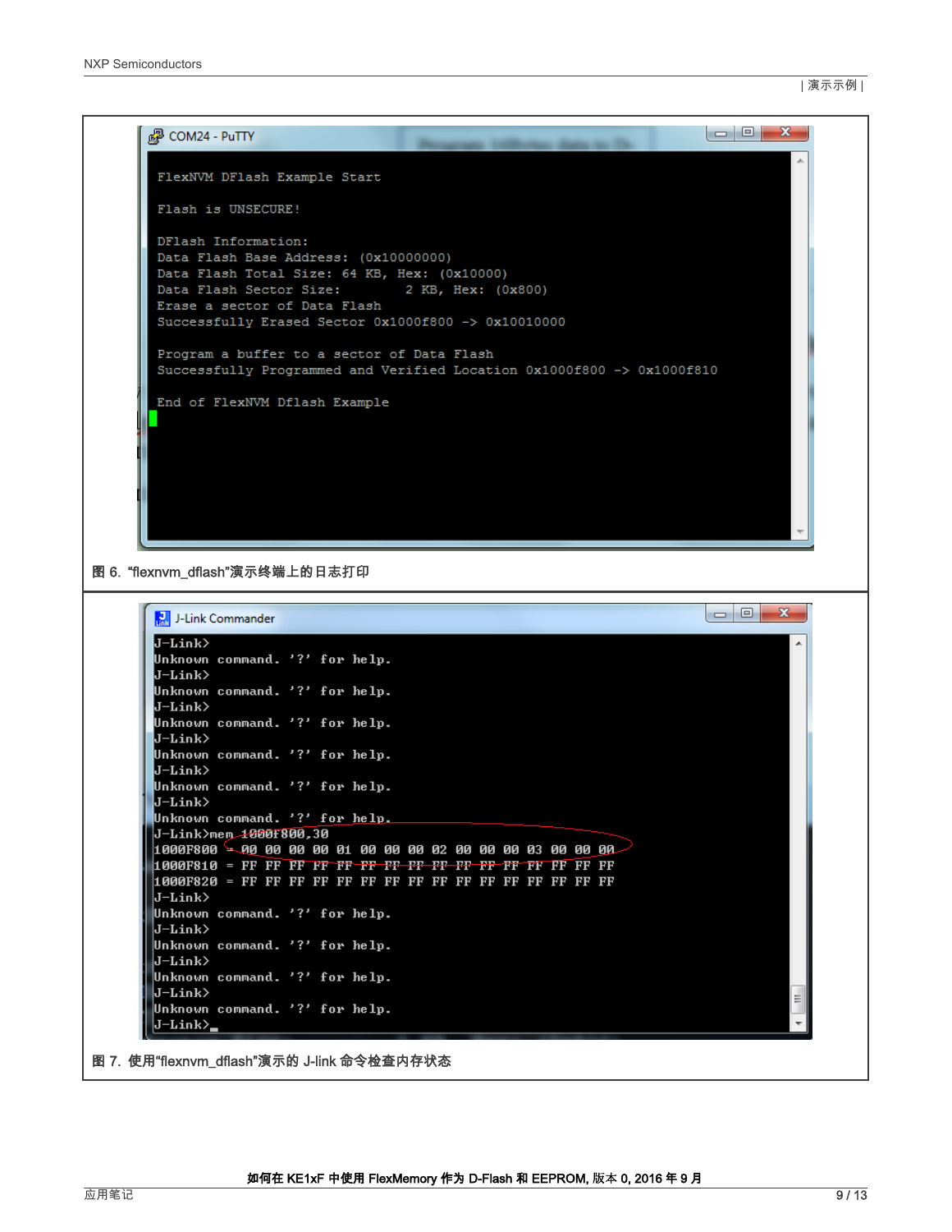```
FlexNVM DFlash Example Start

Flash is UNSECURE!

DFlash Information:
Data Flash Base Address: (0x10000000)
Data Flash Total Size: 64 KB, Hex: (0x10000)
Data Flash Sector Size:         2 KB, Hex: (0x800)
Erase a sector of Data Flash
Successfully Erased Sector 0x1000f800 -> 0x10010000

Program a buffer to a sector of Data Flash
Successfully Programmed and Verified Location 0x1000f800 -> 0x1000f810

End of FlexNVM Dflash Example
```

图 6. “flexnvm_dflash”演示终端上的日志打印

```
J-Link>
Unknown command. '?' for help.
J-Link>
Unknown command. '?' for help.
J-Link>
Unknown command. '?' for help.
J-Link>
Unknown command. '?' for help.
J-Link>
Unknown command. '?' for help.
J-Link>
Unknown command. '?' for help.
J-Link>mem 1000f800,30
1000F800 = 00 00 00 00 01 00 00 00 02 00 00 00 03 00 00 00
1000F810 = FF FF FF FF FF FF FF FF FF FF FF FF FF FF FF FF
1000F820 = FF FF FF FF FF FF FF FF FF FF FF FF FF FF FF FF
J-Link>
Unknown command. '?' for help.
J-Link>
Unknown command. '?' for help.
J-Link>
Unknown command. '?' for help.
J-Link>
Unknown command. '?' for help.
J-Link>
```

图 7. 使用“flexnvm_dflash”演示的 J-link 命令检查内存状态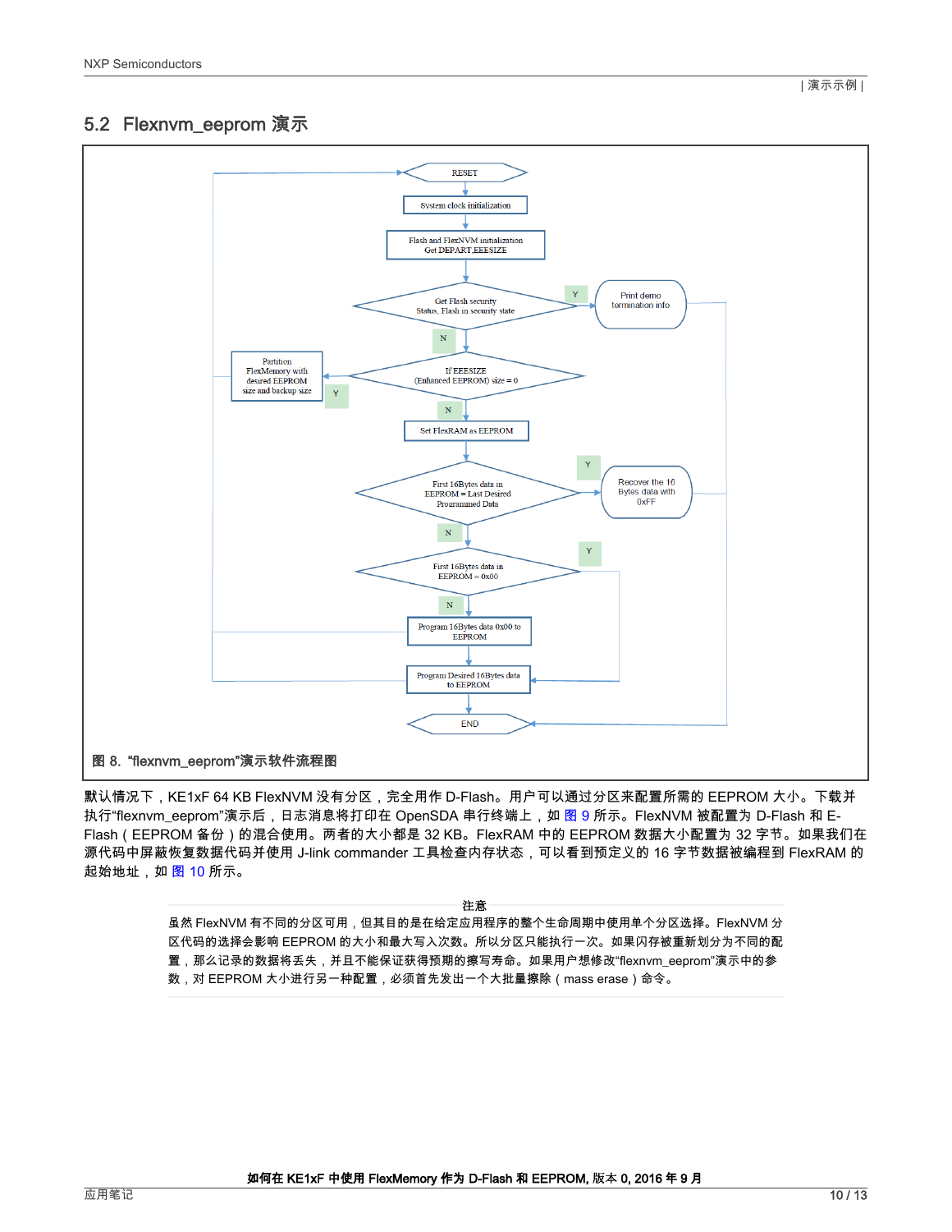## 5.2 Flexnvm_eeprom 演示

图 8. “flexnvm_eeprom”演示软件流程图

默认情况下，KE1xF 64 KB FlexNVM 没有分区，完全用作 D-Flash。用户可以通过分区来配置所需的 EEPROM 大小。下载并执行“flexnvm_eeprom”演示后，日志消息将打印在 OpenSDA 串行终端上，如 图 9 所示。FlexNVM 被配置为 D-Flash 和 E-Flash（EEPROM 备份）的混合使用。两者的大小都是 32 KB。FlexRAM 中的 EEPROM 数据大小配置为 32 字节。如果我们在源代码中屏蔽恢复数据代码并使用 J-link commander 工具检查内存状态，可以看到预定义的 16 字节数据被编程到 FlexRAM 的起始地址，如 图 10 所示。

**注意**

虽然 FlexNVM 有不同的分区可用，但其目的是在给定应用程序的整个生命周期中使用单个分区选择。FlexNVM 分区代码的选择会影响 EEPROM 的大小和最大写入次数。所以分区只能执行一次。如果闪存被重新划分为不同的配置，那么记录的数据将丢失，并且不能保证获得预期的擦写寿命。如果用户想修改“flexnvm_eeprom”演示中的参数，对 EEPROM 大小进行另一种配置，必须首先发出一个大批量擦除（mass erase）命令。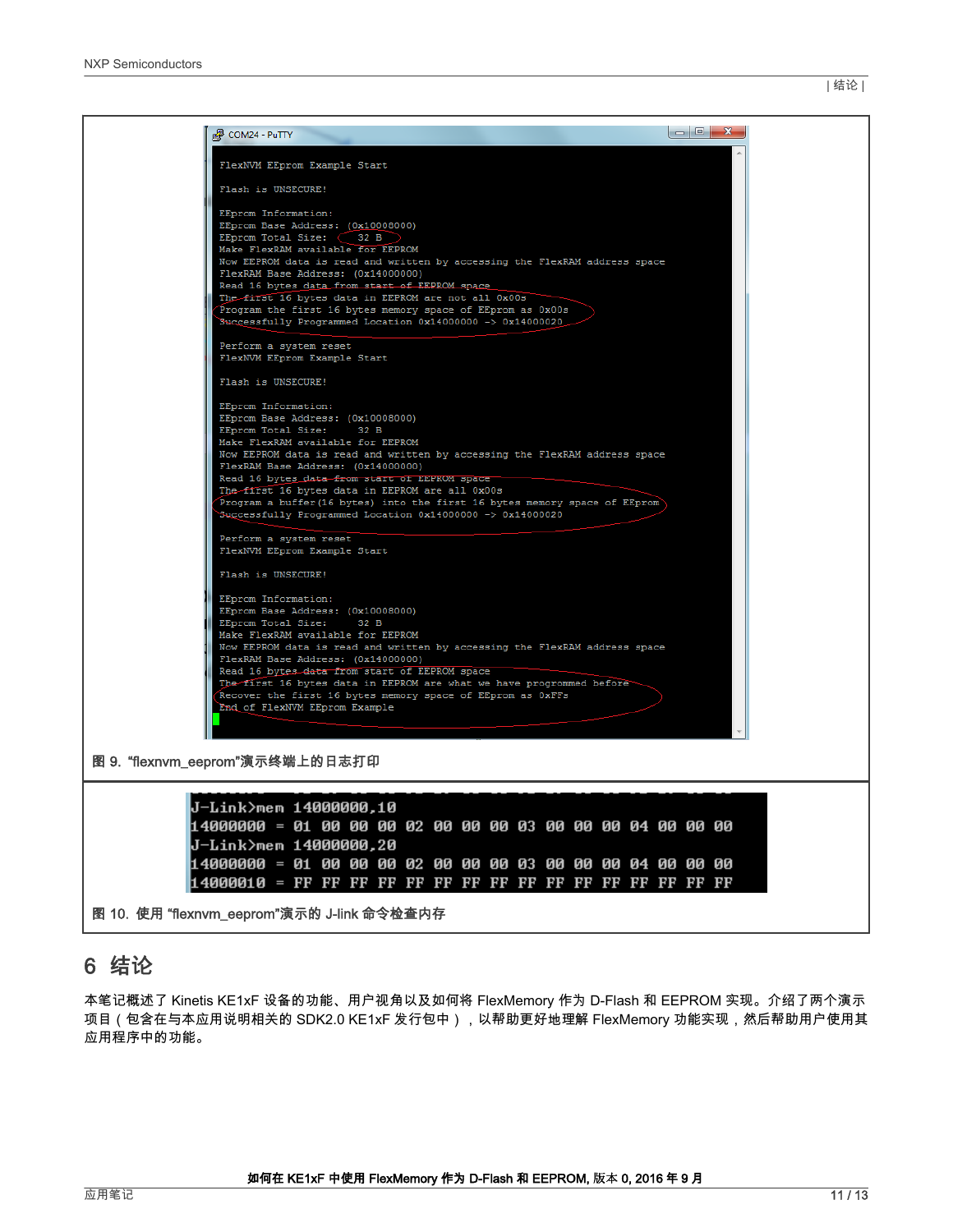```
FlexNVM EEprom Example Start

Flash is UNSECURE!

EEprom Information:
EEprom Base Address: (0x10008000)
EEprom Total Size:     32 B
Make FlexRAM available for EEPROM
Now EEPROM data is read and written by accessing the FlexRAM address space
FlexRAM Base Address: (0x14000000)
Read 16 bytes data from start of EEPROM space
The first 16 bytes data in EEPROM are not all 0x00s
Program the first 16 bytes memory space of EEprom as 0x00s
Successfully Programmed Location 0x14000000 -> 0x14000020

Perform a system reset
FlexNVM EEprom Example Start

Flash is UNSECURE!

EEprom Information:
EEprom Base Address: (0x10008000)
EEprom Total Size:     32 B
Make FlexRAM available for EEPROM
Now EEPROM data is read and written by accessing the FlexRAM address space
FlexRAM Base Address: (0x14000000)
Read 16 bytes data from start of EEPROM space
The first 16 bytes data in EEPROM are all 0x00s
Program a buffer(16 bytes) into the first 16 bytes memory space of EEprom
Successfully Programmed Location 0x14000000 -> 0x14000020

Perform a system reset
FlexNVM EEprom Example Start

Flash is UNSECURE!

EEprom Information:
EEprom Base Address: (0x10008000)
EEprom Total Size:     32 B
Make FlexRAM available for EEPROM
Now EEPROM data is read and written by accessing the FlexRAM address space
FlexRAM Base Address: (0x14000000)
Read 16 bytes data from start of EEPROM space
The first 16 bytes data in EEPROM are what we have programmed before
Recover the first 16 bytes memory space of EEprom as 0xFFs
End of FlexNVM EEprom Example
```

图 9. “flexnvm_eeprom”演示终端上的日志打印

```
J-Link>mem 14000000,10
14000000 = 01 00 00 00 02 00 00 00 03 00 00 00 04 00 00 00
J-Link>mem 14000000,20
14000000 = 01 00 00 00 02 00 00 00 03 00 00 00 04 00 00 00
14000010 = FF FF FF FF FF FF FF FF FF FF FF FF FF FF FF FF
```

图 10. 使用 “flexnvm_eeprom”演示的 J-link 命令检查内存

# 6 结论

本笔记概述了 Kinetis KE1xF 设备的功能、用户视角以及如何将 FlexMemory 作为 D-Flash 和 EEPROM 实现。介绍了两个演示项目（包含在与本应用说明相关的 SDK2.0 KE1xF 发行包中），以帮助更好地理解 FlexMemory 功能实现，然后帮助用户使用其应用程序中的功能。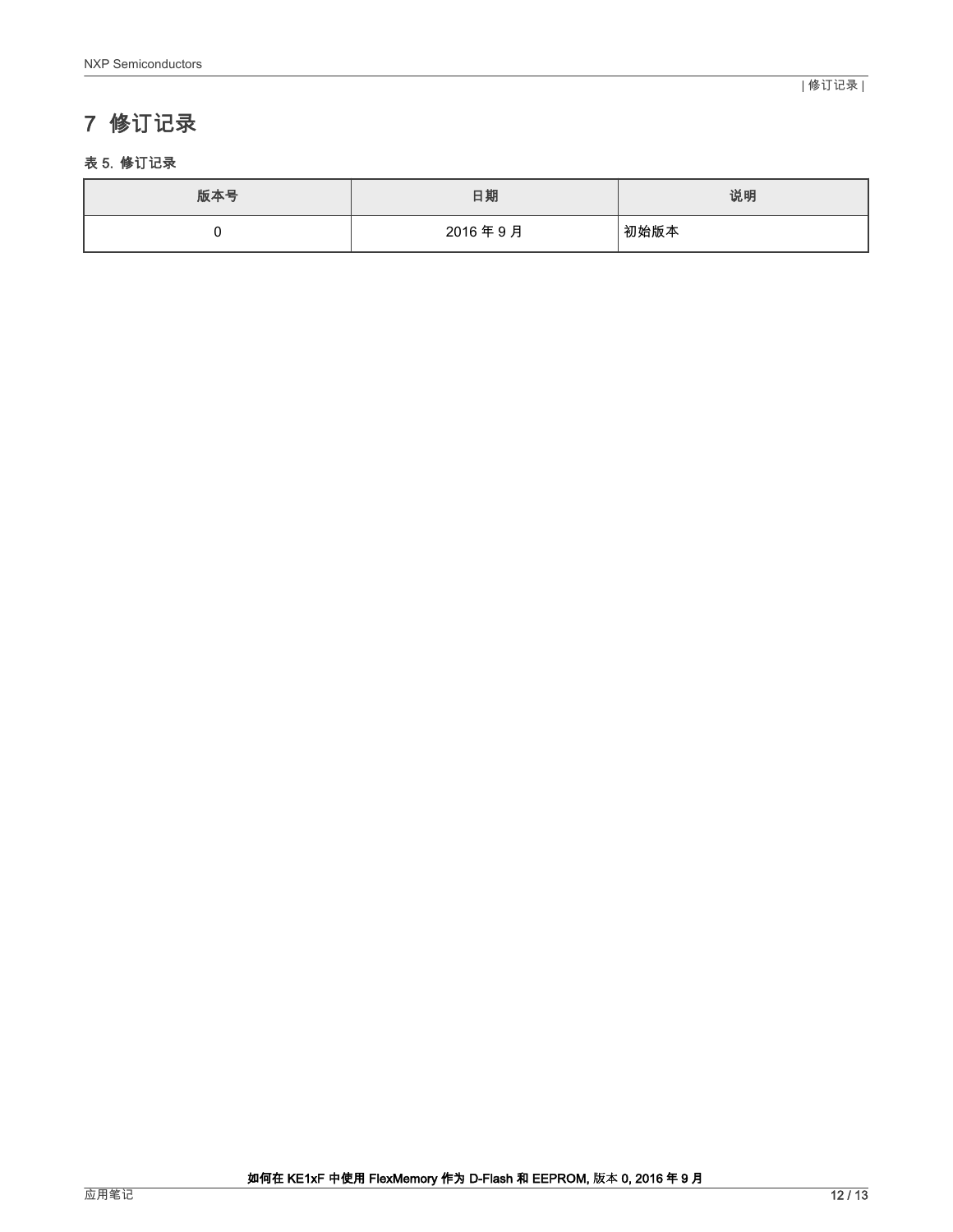# 7 修订记录

**表 5. 修订记录**

| 版本号 | 日期 | 说明 |
| --- | --- | --- |
| 0 | 2016 年 9 月 | 初始版本 |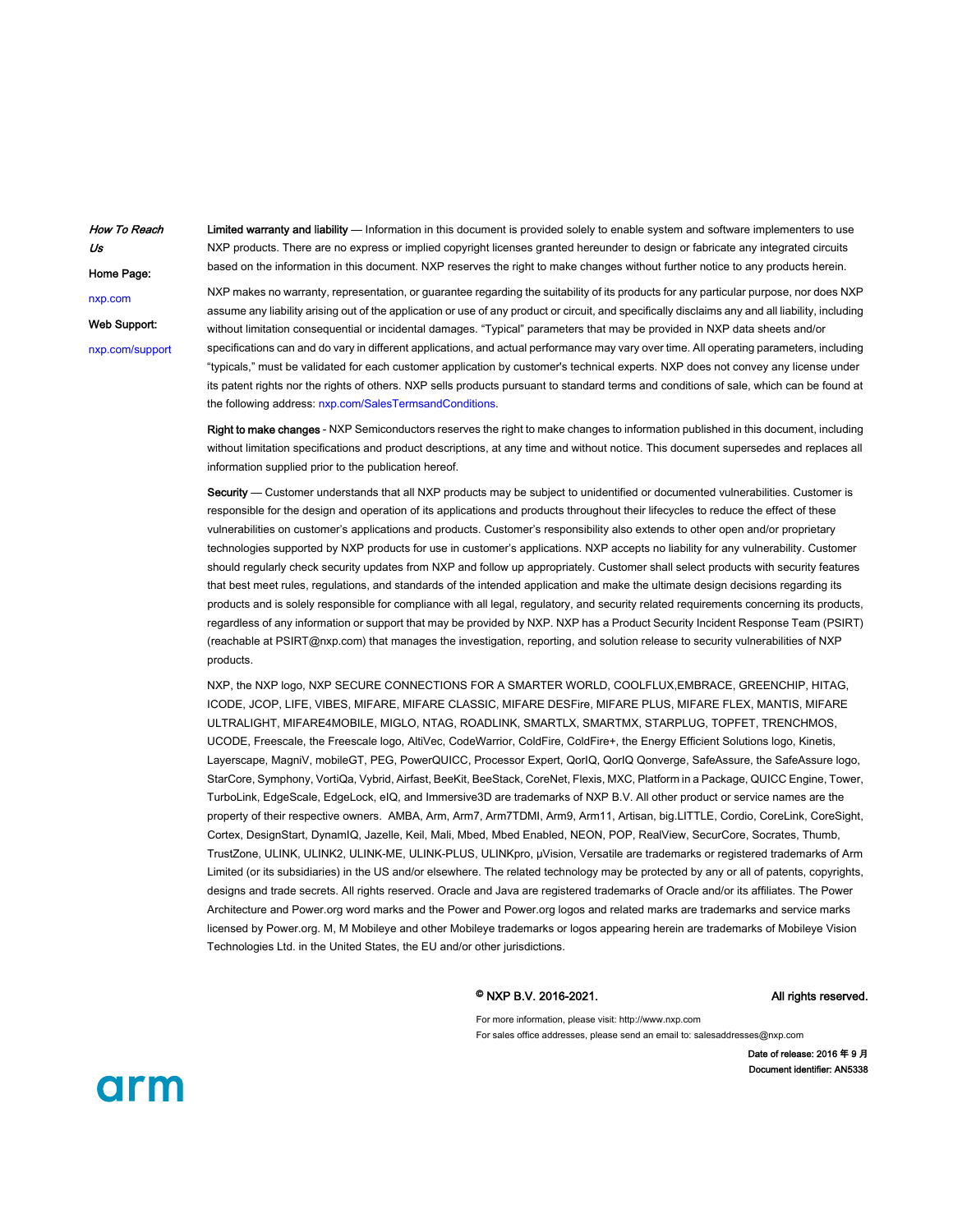*How To Reach Us*

**Home Page:**

nxp.com

**Web Support:**

nxp.com/support

**Limited warranty and liability** — Information in this document is provided solely to enable system and software implementers to use NXP products. There are no express or implied copyright licenses granted hereunder to design or fabricate any integrated circuits based on the information in this document. NXP reserves the right to make changes without further notice to any products herein.

NXP makes no warranty, representation, or guarantee regarding the suitability of its products for any particular purpose, nor does NXP assume any liability arising out of the application or use of any product or circuit, and specifically disclaims any and all liability, including without limitation consequential or incidental damages. "Typical" parameters that may be provided in NXP data sheets and/or specifications can and do vary in different applications, and actual performance may vary over time. All operating parameters, including "typicals," must be validated for each customer application by customer's technical experts. NXP does not convey any license under its patent rights nor the rights of others. NXP sells products pursuant to standard terms and conditions of sale, which can be found at the following address: nxp.com/SalesTermsandConditions.

**Right to make changes** - NXP Semiconductors reserves the right to make changes to information published in this document, including without limitation specifications and product descriptions, at any time and without notice. This document supersedes and replaces all information supplied prior to the publication hereof.

**Security** — Customer understands that all NXP products may be subject to unidentified or documented vulnerabilities. Customer is responsible for the design and operation of its applications and products throughout their lifecycles to reduce the effect of these vulnerabilities on customer's applications and products. Customer's responsibility also extends to other open and/or proprietary technologies supported by NXP products for use in customer's applications. NXP accepts no liability for any vulnerability. Customer should regularly check security updates from NXP and follow up appropriately. Customer shall select products with security features that best meet rules, regulations, and standards of the intended application and make the ultimate design decisions regarding its products and is solely responsible for compliance with all legal, regulatory, and security related requirements concerning its products, regardless of any information or support that may be provided by NXP. NXP has a Product Security Incident Response Team (PSIRT) (reachable at PSIRT@nxp.com) that manages the investigation, reporting, and solution release to security vulnerabilities of NXP products.

NXP, the NXP logo, NXP SECURE CONNECTIONS FOR A SMARTER WORLD, COOLFLUX,EMBRACE, GREENCHIP, HITAG, ICODE, JCOP, LIFE, VIBES, MIFARE, MIFARE CLASSIC, MIFARE DESFire, MIFARE PLUS, MIFARE FLEX, MANTIS, MIFARE ULTRALIGHT, MIFARE4MOBILE, MIGLO, NTAG, ROADLINK, SMARTLX, SMARTMX, STARPLUG, TOPFET, TRENCHMOS, UCODE, Freescale, the Freescale logo, AltiVec, CodeWarrior, ColdFire, ColdFire+, the Energy Efficient Solutions logo, Kinetis, Layerscape, MagniV, mobileGT, PEG, PowerQUICC, Processor Expert, QorIQ, QorIQ Qonverge, SafeAssure, the SafeAssure logo, StarCore, Symphony, VortiQa, Vybrid, Airfast, BeeKit, BeeStack, CoreNet, Flexis, MXC, Platform in a Package, QUICC Engine, Tower, TurboLink, EdgeScale, EdgeLock, eIQ, and Immersive3D are trademarks of NXP B.V. All other product or service names are the property of their respective owners. AMBA, Arm, Arm7, Arm7TDMI, Arm9, Arm11, Artisan, big.LITTLE, Cordio, CoreLink, CoreSight, Cortex, DesignStart, DynamIQ, Jazelle, Keil, Mali, Mbed, Mbed Enabled, NEON, POP, RealView, SecurCore, Socrates, Thumb, TrustZone, ULINK, ULINK2, ULINK-ME, ULINK-PLUS, ULINKpro, µVision, Versatile are trademarks or registered trademarks of Arm Limited (or its subsidiaries) in the US and/or elsewhere. The related technology may be protected by any or all of patents, copyrights, designs and trade secrets. All rights reserved. Oracle and Java are registered trademarks of Oracle and/or its affiliates. The Power Architecture and Power.org word marks and the Power and Power.org logos and related marks are trademarks and service marks licensed by Power.org. M, M Mobileye and other Mobileye trademarks or logos appearing herein are trademarks of Mobileye Vision Technologies Ltd. in the United States, the EU and/or other jurisdictions.

**© NXP B.V. 2016-2021. All rights reserved.**

For more information, please visit: http://www.nxp.com
For sales office addresses, please send an email to: salesaddresses@nxp.com

**Date of release: 2016 年 9 月**
**Document identifier: AN5338**

arm